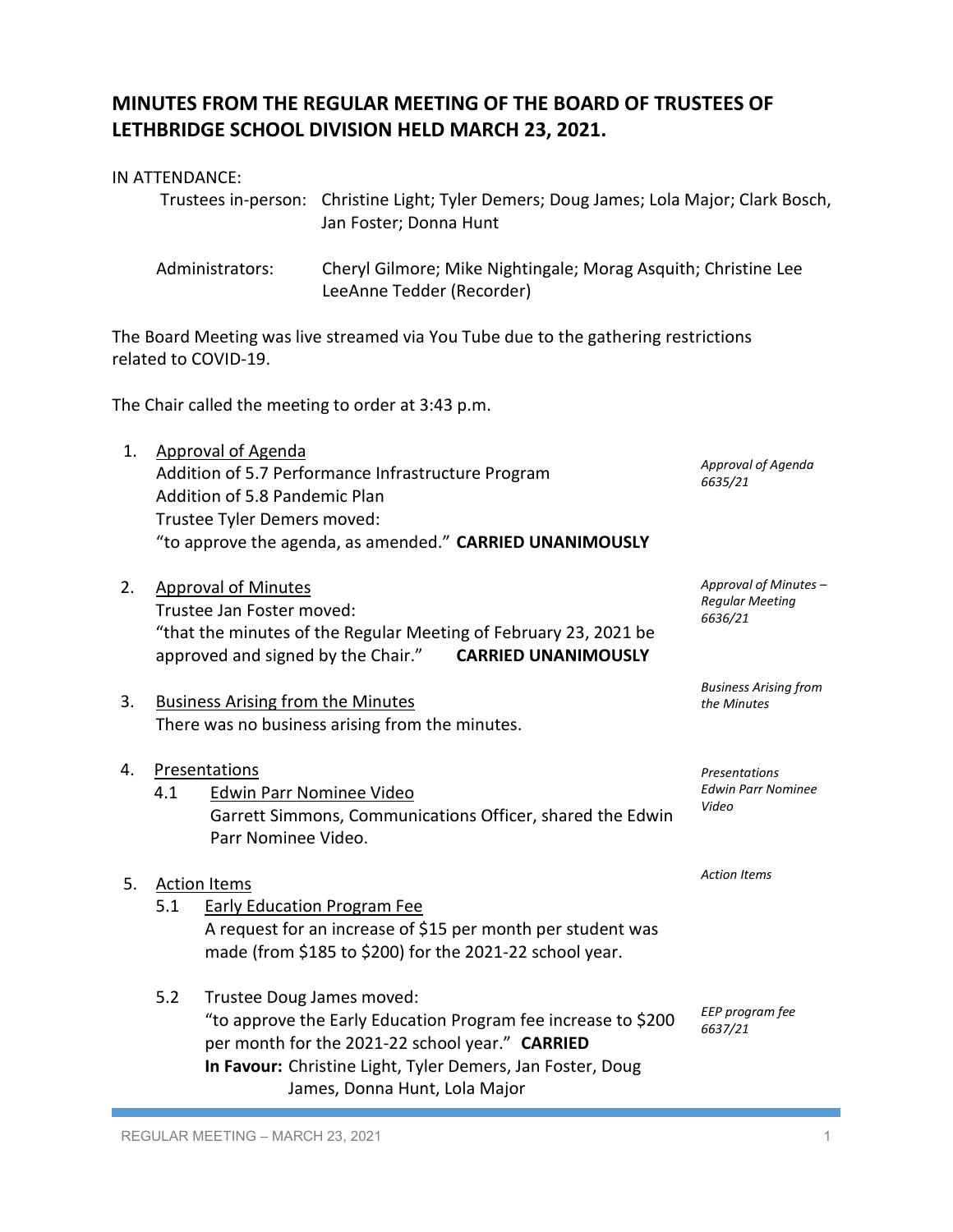# MINUTES FROM THE REGULAR MEETING OF THE BOARD OF TRUSTEES OF LETHBRIDGE SCHOOL DIVISION HELD MARCH 23, 2021.

IN ATTENDANCE:

Trustees in-person: Christine Light; Tyler Demers; Doug James; Lola Major; Clark Bosch, Jan Foster; Donna Hunt

Administrators: Cheryl Gilmore; Mike Nightingale; Morag Asquith; Christine Lee LeeAnne Tedder (Recorder)

The Board Meeting was live streamed via You Tube due to the gathering restrictions related to COVID-19.

The Chair called the meeting to order at 3:43 p.m.

1. Approval of Agenda
   Addition of 5.7 Performance Infrastructure Program
   Addition of 5.8 Pandemic Plan
   Trustee Tyler Demers moved:
   "to approve the agenda, as amended." **CARRIED UNANIMOUSLY**

   *Approval of Agenda 6635/21*

2. Approval of Minutes
   Trustee Jan Foster moved:
   "that the minutes of the Regular Meeting of February 23, 2021 be approved and signed by the Chair." **CARRIED UNANIMOUSLY**

   *Approval of Minutes – Regular Meeting 6636/21*

3. Business Arising from the Minutes
   There was no business arising from the minutes.

   *Business Arising from the Minutes*

4. Presentations

   *Presentations Edwin Parr Nominee Video*

   4.1 Edwin Parr Nominee Video
   Garrett Simmons, Communications Officer, shared the Edwin Parr Nominee Video.

5. Action Items

   *Action Items*

   5.1 Early Education Program Fee
   A request for an increase of $15 per month per student was made (from $185 to $200) for the 2021-22 school year.

   5.2 Trustee Doug James moved:
   "to approve the Early Education Program fee increase to $200 per month for the 2021-22 school year." **CARRIED**
   **In Favour:** Christine Light, Tyler Demers, Jan Foster, Doug James, Donna Hunt, Lola Major

   *EEP program fee 6637/21*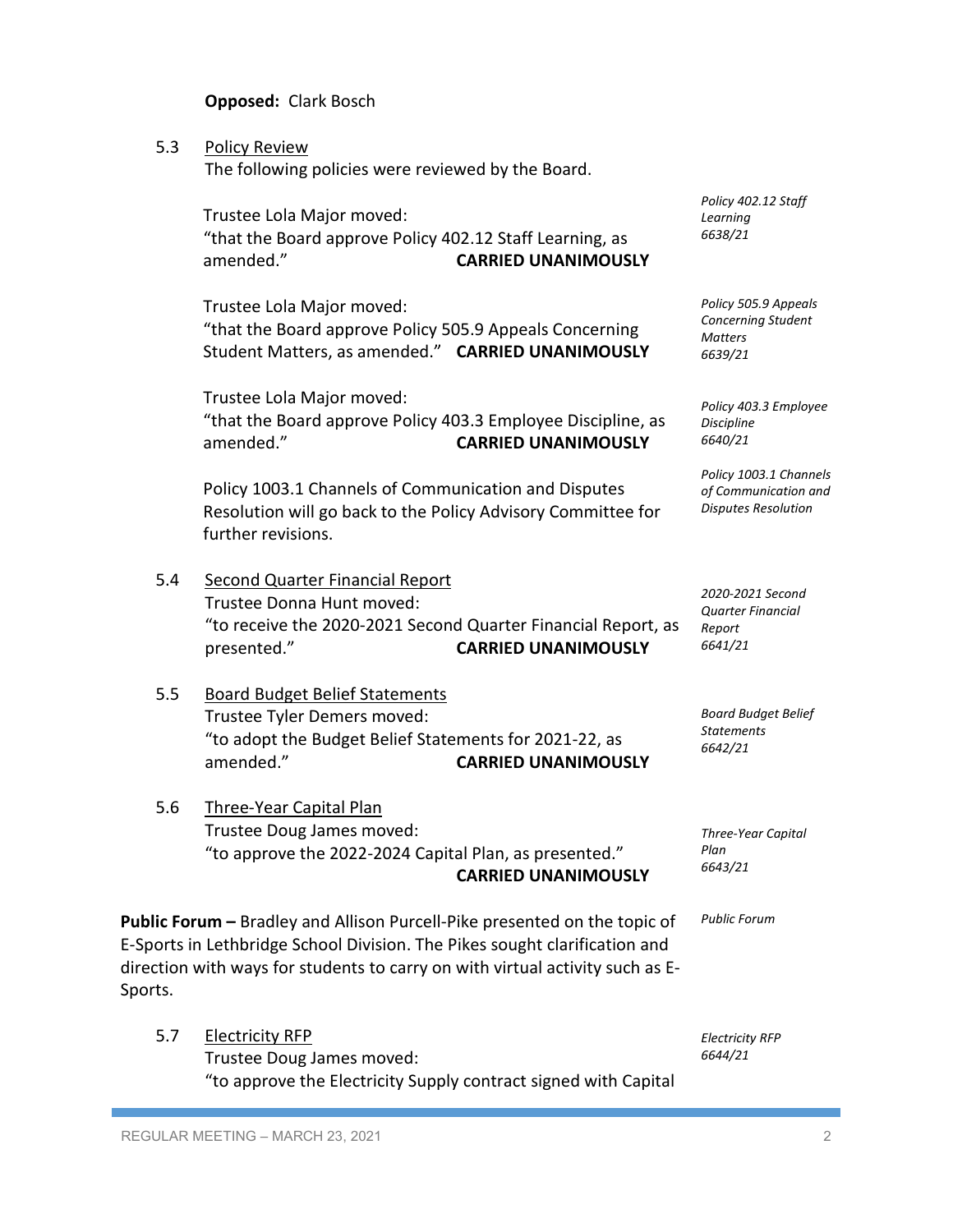**Opposed:** Clark Bosch

5.3 Policy Review

The following policies were reviewed by the Board.

*Policy 402.12 Staff Learning 6638/21*

Trustee Lola Major moved:
"that the Board approve Policy 402.12 Staff Learning, as amended." **CARRIED UNANIMOUSLY**

*Policy 505.9 Appeals Concerning Student Matters 6639/21*

Trustee Lola Major moved:
"that the Board approve Policy 505.9 Appeals Concerning Student Matters, as amended." **CARRIED UNANIMOUSLY**

*Policy 403.3 Employee Discipline 6640/21*

Trustee Lola Major moved:
"that the Board approve Policy 403.3 Employee Discipline, as amended." **CARRIED UNANIMOUSLY**

*Policy 1003.1 Channels of Communication and Disputes Resolution*

Policy 1003.1 Channels of Communication and Disputes Resolution will go back to the Policy Advisory Committee for further revisions.

5.4 Second Quarter Financial Report

*2020-2021 Second Quarter Financial Report 6641/21*

Trustee Donna Hunt moved:
"to receive the 2020-2021 Second Quarter Financial Report, as presented." **CARRIED UNANIMOUSLY**

5.5 Board Budget Belief Statements

*Board Budget Belief Statements 6642/21*

Trustee Tyler Demers moved:
"to adopt the Budget Belief Statements for 2021-22, as amended." **CARRIED UNANIMOUSLY**

5.6 Three-Year Capital Plan

*Three-Year Capital Plan 6643/21*

Trustee Doug James moved:
"to approve the 2022-2024 Capital Plan, as presented." **CARRIED UNANIMOUSLY**

*Public Forum*

**Public Forum –** Bradley and Allison Purcell-Pike presented on the topic of E-Sports in Lethbridge School Division. The Pikes sought clarification and direction with ways for students to carry on with virtual activity such as E-Sports.

5.7 Electricity RFP

*Electricity RFP 6644/21*

Trustee Doug James moved:
"to approve the Electricity Supply contract signed with Capital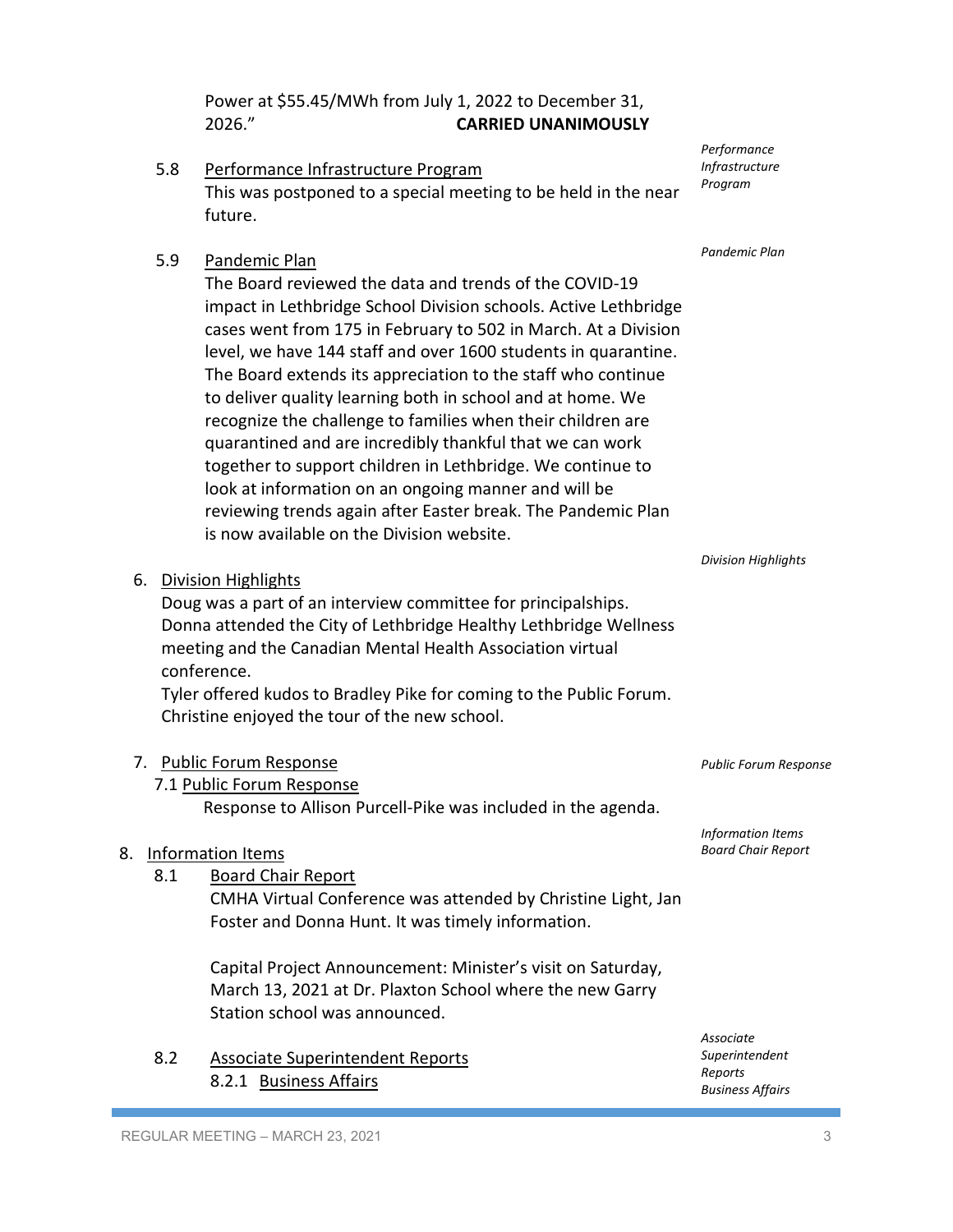Power at $55.45/MWh from July 1, 2022 to December 31, 2026." **CARRIED UNANIMOUSLY**

5.8 Performance Infrastructure Program

*Performance Infrastructure Program*

This was postponed to a special meeting to be held in the near future.

5.9 Pandemic Plan

*Pandemic Plan*

The Board reviewed the data and trends of the COVID-19 impact in Lethbridge School Division schools. Active Lethbridge cases went from 175 in February to 502 in March. At a Division level, we have 144 staff and over 1600 students in quarantine. The Board extends its appreciation to the staff who continue to deliver quality learning both in school and at home. We recognize the challenge to families when their children are quarantined and are incredibly thankful that we can work together to support children in Lethbridge. We continue to look at information on an ongoing manner and will be reviewing trends again after Easter break. The Pandemic Plan is now available on the Division website.

6. Division Highlights

*Division Highlights*

Doug was a part of an interview committee for principalships. Donna attended the City of Lethbridge Healthy Lethbridge Wellness meeting and the Canadian Mental Health Association virtual conference.

Tyler offered kudos to Bradley Pike for coming to the Public Forum. Christine enjoyed the tour of the new school.

7. Public Forum Response

*Public Forum Response*

7.1 Public Forum Response

Response to Allison Purcell-Pike was included in the agenda.

8. Information Items

*Information Items*
*Board Chair Report*

8.1 Board Chair Report

CMHA Virtual Conference was attended by Christine Light, Jan Foster and Donna Hunt. It was timely information.

Capital Project Announcement: Minister's visit on Saturday, March 13, 2021 at Dr. Plaxton School where the new Garry Station school was announced.

8.2 Associate Superintendent Reports

*Associate Superintendent Reports*
*Business Affairs*

8.2.1 Business Affairs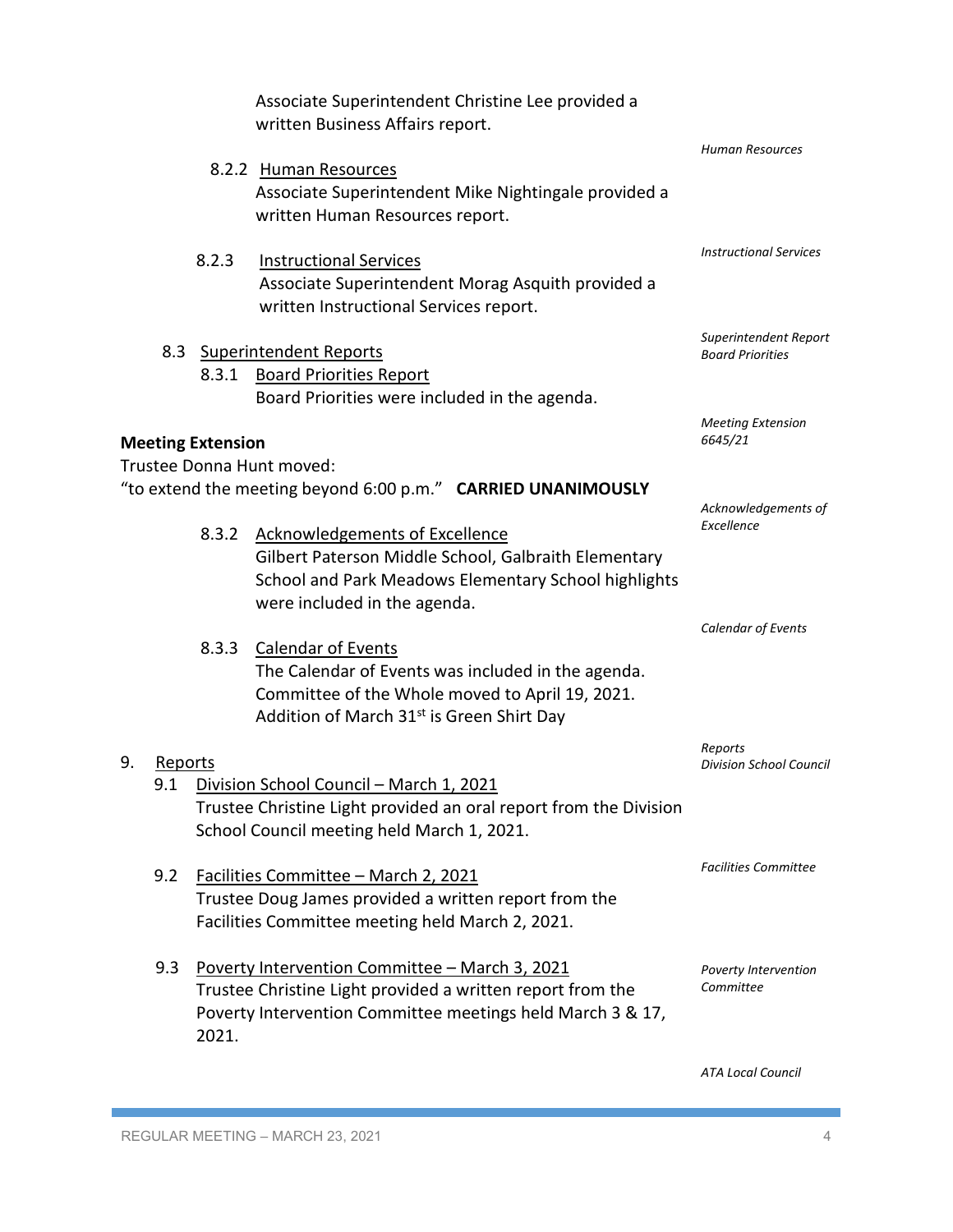Associate Superintendent Christine Lee provided a written Business Affairs report.

*Human Resources*

8.2.2 Human Resources
Associate Superintendent Mike Nightingale provided a written Human Resources report.

*Instructional Services*

8.2.3 Instructional Services
Associate Superintendent Morag Asquith provided a written Instructional Services report.

*Superintendent Report*
*Board Priorities*

8.3 Superintendent Reports

8.3.1 Board Priorities Report
Board Priorities were included in the agenda.

*Meeting Extension*
*6645/21*

**Meeting Extension**

Trustee Donna Hunt moved:
"to extend the meeting beyond 6:00 p.m." **CARRIED UNANIMOUSLY**

*Acknowledgements of Excellence*

8.3.2 Acknowledgements of Excellence
Gilbert Paterson Middle School, Galbraith Elementary School and Park Meadows Elementary School highlights were included in the agenda.

*Calendar of Events*

8.3.3 Calendar of Events
The Calendar of Events was included in the agenda.
Committee of the Whole moved to April 19, 2021.
Addition of March 31st is Green Shirt Day

*Reports*
*Division School Council*

9. Reports

9.1 Division School Council – March 1, 2021
Trustee Christine Light provided an oral report from the Division School Council meeting held March 1, 2021.

*Facilities Committee*

9.2 Facilities Committee – March 2, 2021
Trustee Doug James provided a written report from the Facilities Committee meeting held March 2, 2021.

*Poverty Intervention Committee*

9.3 Poverty Intervention Committee – March 3, 2021
Trustee Christine Light provided a written report from the Poverty Intervention Committee meetings held March 3 & 17, 2021.

*ATA Local Council*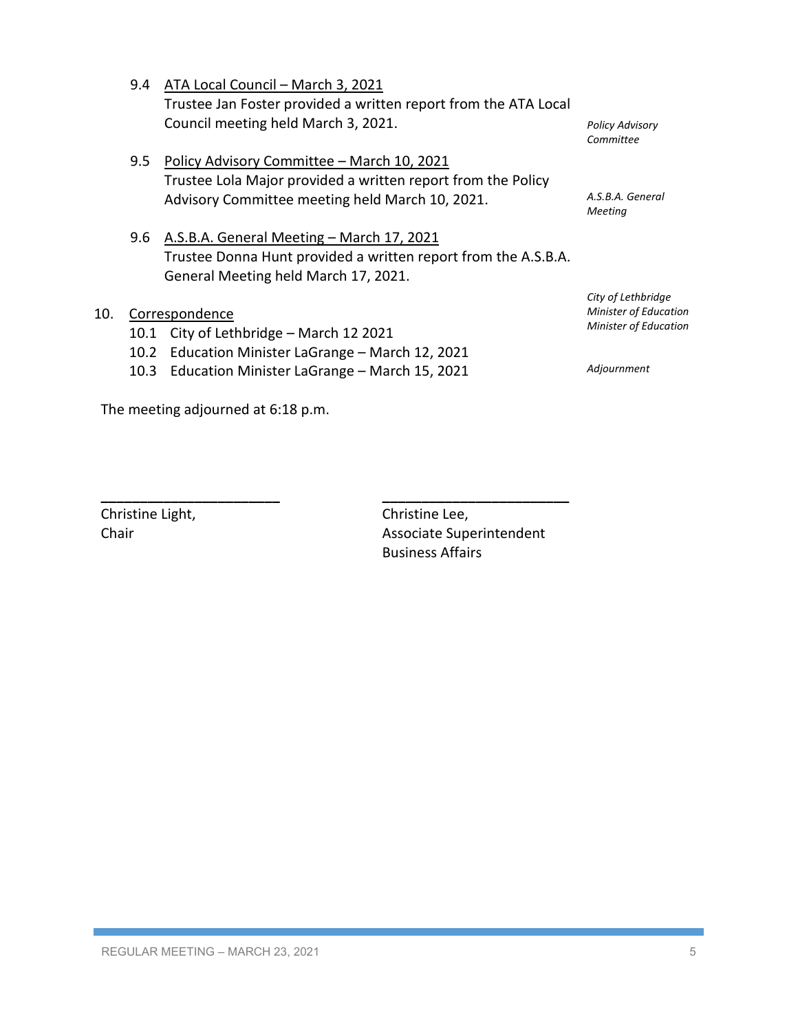9.4 ATA Local Council – March 3, 2021
Trustee Jan Foster provided a written report from the ATA Local Council meeting held March 3, 2021.

*Policy Advisory Committee*

9.5 Policy Advisory Committee – March 10, 2021
Trustee Lola Major provided a written report from the Policy Advisory Committee meeting held March 10, 2021.

*A.S.B.A. General Meeting*

9.6 A.S.B.A. General Meeting – March 17, 2021
Trustee Donna Hunt provided a written report from the A.S.B.A. General Meeting held March 17, 2021.

10. Correspondence

*City of Lethbridge*
*Minister of Education*
*Minister of Education*

10.1 City of Lethbridge – March 12 2021
10.2 Education Minister LaGrange – March 12, 2021
10.3 Education Minister LaGrange – March 15, 2021

*Adjournment*

The meeting adjourned at 6:18 p.m.

______________________
Christine Light,
Chair

______________________
Christine Lee,
Associate Superintendent
Business Affairs